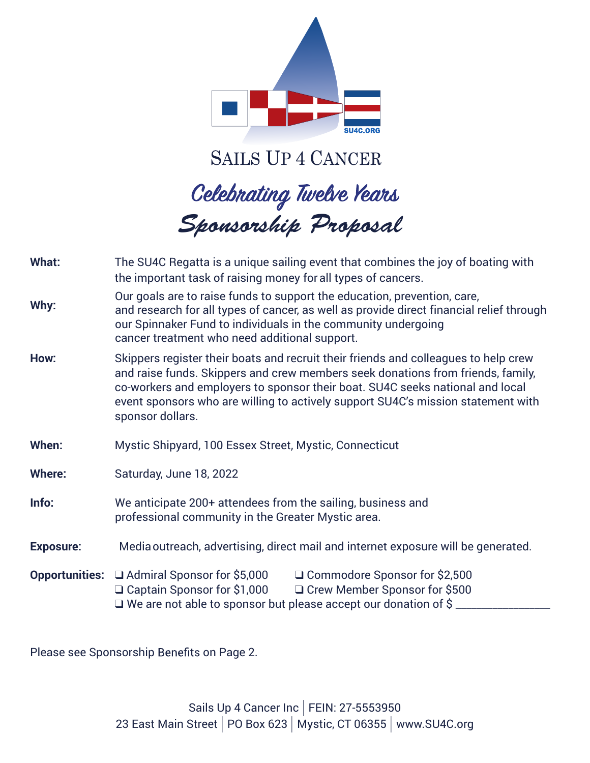SU4C.ORG

# SAILS UP 4 CANCER

## *Celebrating Twelve Years*

## *Sponsorship Proposal*

**What:** The SU4C Regatta is a unique sailing event that combines the joy of boating with the important task of raising money for all types of cancers.

**Why:** Our goals are to raise funds to support the education, prevention, care, and research for all types of cancer, as well as provide direct financial relief through our Spinnaker Fund to individuals in the community undergoing cancer treatment who need additional support.

**How:** Skippers register their boats and recruit their friends and colleagues to help crew and raise funds. Skippers and crew members seek donations from friends, family, co-workers and employers to sponsor their boat. SU4C seeks national and local event sponsors who are willing to actively support SU4C's mission statement with sponsor dollars.

**When:** Mystic Shipyard, 100 Essex Street, Mystic, Connecticut

**Where:** Saturday, June 18, 2022

**Info:** We anticipate 200+ attendees from the sailing, business and professional community in the Greater Mystic area.

**Exposure:** Media outreach, advertising, direct mail and internet exposure will be generated.

**Opportunities:**

- ❑ Admiral Sponsor for $5,000
- ❑ Commodore Sponsor for $2,500
- ❑ Captain Sponsor for $1,000
- ❑ Crew Member Sponsor for $500
- ❑ We are not able to sponsor but please accept our donation of $ _______________

Please see Sponsorship Benefits on Page 2.

Sails Up 4 Cancer Inc | FEIN: 27-5553950
23 East Main Street | PO Box 623 | Mystic, CT 06355 | www.SU4C.org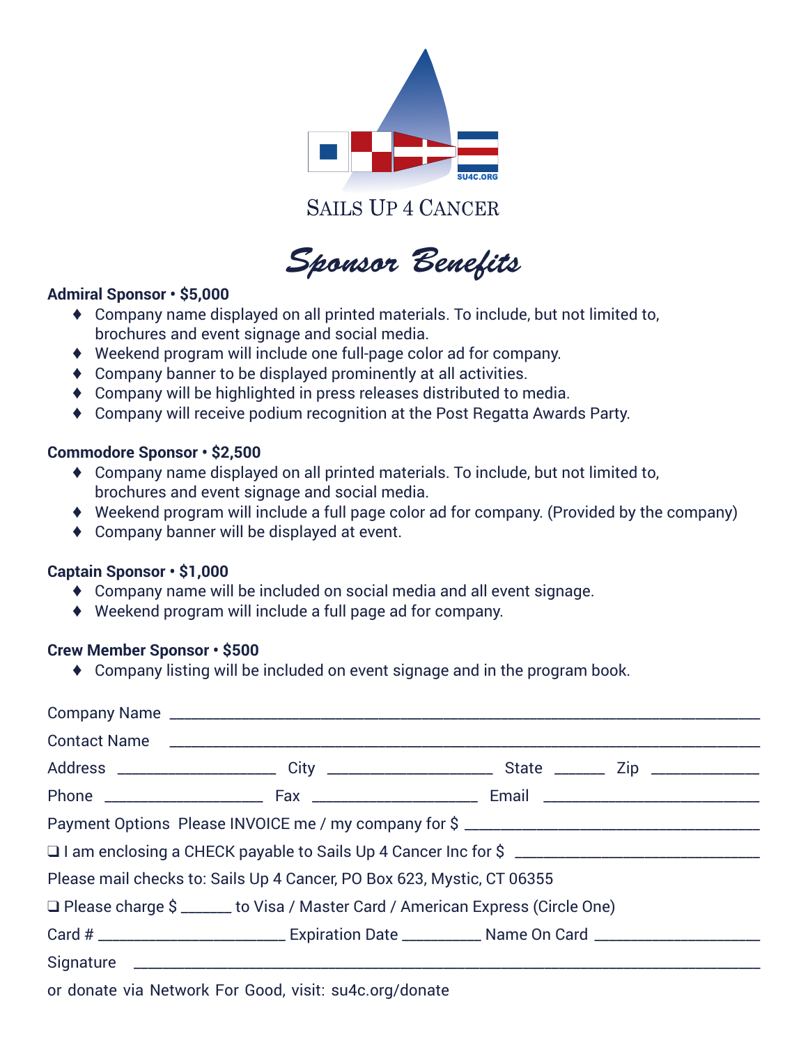SU4C.ORG

SAILS UP 4 CANCER

# Sponsor Benefits

**Admiral Sponsor • $5,000**

- Company name displayed on all printed materials. To include, but not limited to, brochures and event signage and social media.
- Weekend program will include one full-page color ad for company.
- Company banner to be displayed prominently at all activities.
- Company will be highlighted in press releases distributed to media.
- Company will receive podium recognition at the Post Regatta Awards Party.

**Commodore Sponsor • $2,500**

- Company name displayed on all printed materials. To include, but not limited to, brochures and event signage and social media.
- Weekend program will include a full page color ad for company. (Provided by the company)
- Company banner will be displayed at event.

**Captain Sponsor • $1,000**

- Company name will be included on social media and all event signage.
- Weekend program will include a full page ad for company.

**Crew Member Sponsor • $500**

- Company listing will be included on event signage and in the program book.

Company Name ______________________________________________________________________

Contact Name ______________________________________________________________________

Address ____________________ City ____________________ State ______ Zip ____________

Phone ____________________ Fax ____________________ Email __________________________

Payment Options Please INVOICE me / my company for $ ___________________________________

❑ I am enclosing a CHECK payable to Sails Up 4 Cancer Inc for $ _____________________________

Please mail checks to: Sails Up 4 Cancer, PO Box 623, Mystic, CT 06355

❑ Please charge $ ______ to Visa / Master Card / American Express (Circle One)

Card # ________________________ Expiration Date __________ Name On Card ____________________

Signature ___________________________________________________________________________

or donate via Network For Good, visit: su4c.org/donate